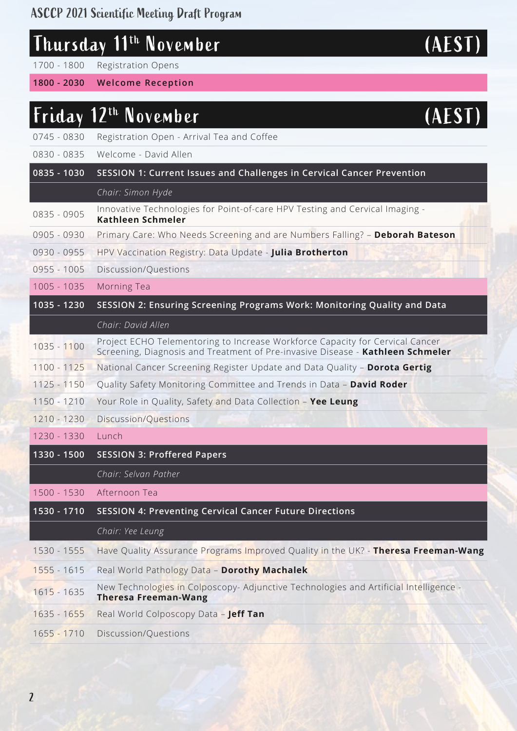# ASCCP 2021 Scientific Meeting Draft Program

## Thursday 11th November (AEST)

| | |
|---|---|
| 1700 - 1800 | Registration Opens |
| **1800 - 2030** | **Welcome Reception** |

## Friday 12th November (AEST)

| | |
|---|---|
| 0745 - 0830 | Registration Open - Arrival Tea and Coffee |
| 0830 - 0835 | Welcome - David Allen |
| **0835 - 1030** | **SESSION 1: Current Issues and Challenges in Cervical Cancer Prevention** |
| | *Chair: Simon Hyde* |
| 0835 - 0905 | Innovative Technologies for Point-of-care HPV Testing and Cervical Imaging - **Kathleen Schmeler** |
| 0905 - 0930 | Primary Care: Who Needs Screening and are Numbers Falling? – **Deborah Bateson** |
| 0930 - 0955 | HPV Vaccination Registry: Data Update - **Julia Brotherton** |
| 0955 - 1005 | Discussion/Questions |
| 1005 - 1035 | Morning Tea |
| **1035 - 1230** | **SESSION 2: Ensuring Screening Programs Work: Monitoring Quality and Data** |
| | *Chair: David Allen* |
| 1035 - 1100 | Project ECHO Telementoring to Increase Workforce Capacity for Cervical Cancer Screening, Diagnosis and Treatment of Pre-invasive Disease - **Kathleen Schmeler** |
| 1100 - 1125 | National Cancer Screening Register Update and Data Quality – **Dorota Gertig** |
| 1125 - 1150 | Quality Safety Monitoring Committee and Trends in Data – **David Roder** |
| 1150 - 1210 | Your Role in Quality, Safety and Data Collection – **Yee Leung** |
| 1210 - 1230 | Discussion/Questions |
| 1230 - 1330 | Lunch |
| **1330 - 1500** | **SESSION 3: Proffered Papers** |
| | *Chair: Selvan Pather* |
| 1500 - 1530 | Afternoon Tea |
| **1530 - 1710** | **SESSION 4: Preventing Cervical Cancer Future Directions** |
| | *Chair: Yee Leung* |
| 1530 - 1555 | Have Quality Assurance Programs Improved Quality in the UK? - **Theresa Freeman-Wang** |
| 1555 - 1615 | Real World Pathology Data – **Dorothy Machalek** |
| 1615 - 1635 | New Technologies in Colposcopy- Adjunctive Technologies and Artificial Intelligence - **Theresa Freeman-Wang** |
| 1635 - 1655 | Real World Colposcopy Data – **Jeff Tan** |
| 1655 - 1710 | Discussion/Questions |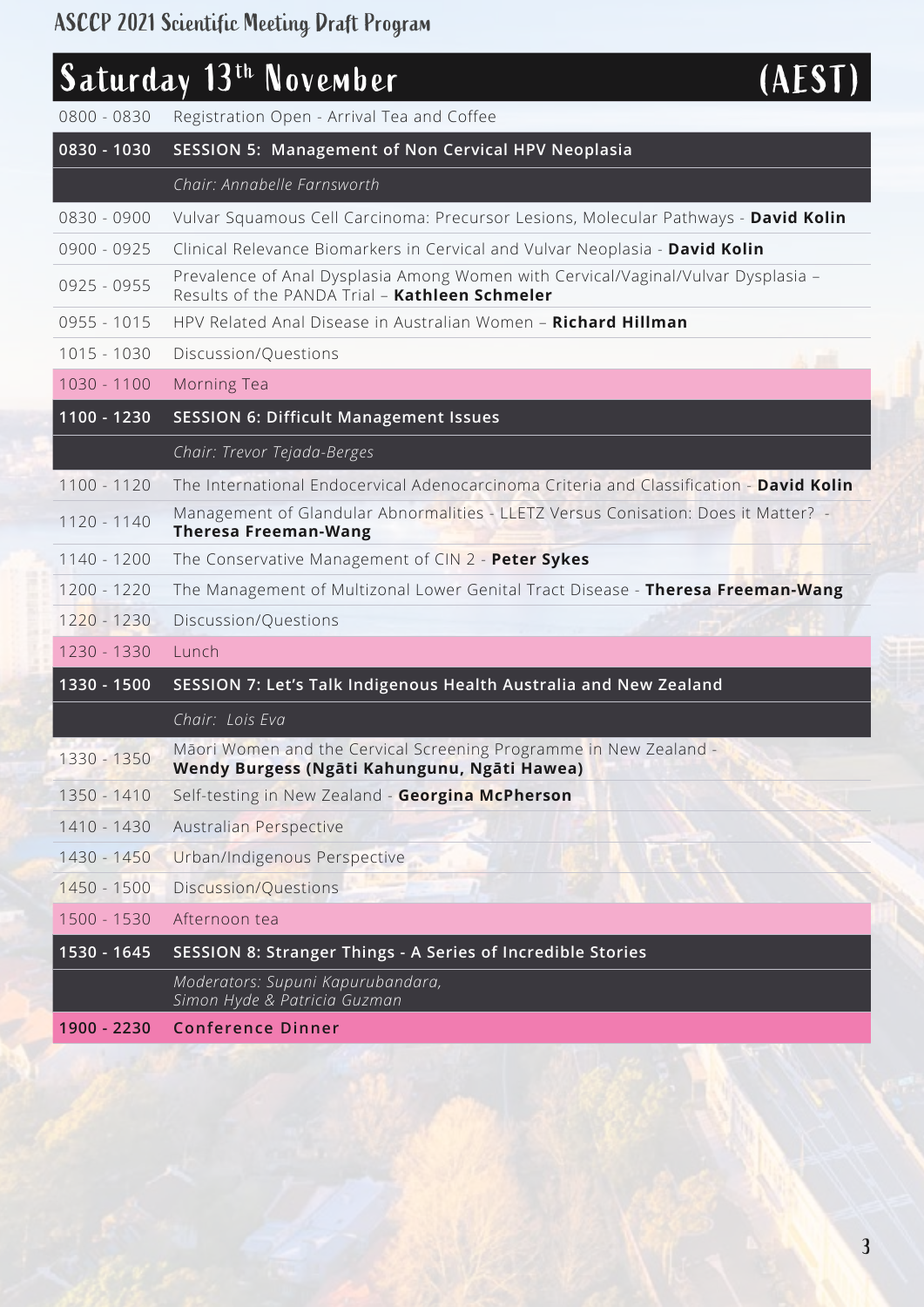# ASCCP 2021 Scientific Meeting Draft Program

## Saturday 13th November (AEST)

| Time | Session |
|---|---|
| 0800 - 0830 | Registration Open - Arrival Tea and Coffee |
| **0830 - 1030** | **SESSION 5: Management of Non Cervical HPV Neoplasia** |
| | *Chair: Annabelle Farnsworth* |
| 0830 - 0900 | Vulvar Squamous Cell Carcinoma: Precursor Lesions, Molecular Pathways - **David Kolin** |
| 0900 - 0925 | Clinical Relevance Biomarkers in Cervical and Vulvar Neoplasia - **David Kolin** |
| 0925 - 0955 | Prevalence of Anal Dysplasia Among Women with Cervical/Vaginal/Vulvar Dysplasia – Results of the PANDA Trial – **Kathleen Schmeler** |
| 0955 - 1015 | HPV Related Anal Disease in Australian Women – **Richard Hillman** |
| 1015 - 1030 | Discussion/Questions |
| 1030 - 1100 | Morning Tea |
| **1100 - 1230** | **SESSION 6: Difficult Management Issues** |
| | *Chair: Trevor Tejada-Berges* |
| 1100 - 1120 | The International Endocervical Adenocarcinoma Criteria and Classification - **David Kolin** |
| 1120 - 1140 | Management of Glandular Abnormalities - LLETZ Versus Conisation: Does it Matter? - **Theresa Freeman-Wang** |
| 1140 - 1200 | The Conservative Management of CIN 2 - **Peter Sykes** |
| 1200 - 1220 | The Management of Multizonal Lower Genital Tract Disease - **Theresa Freeman-Wang** |
| 1220 - 1230 | Discussion/Questions |
| 1230 - 1330 | Lunch |
| **1330 - 1500** | **SESSION 7: Let's Talk Indigenous Health Australia and New Zealand** |
| | *Chair: Lois Eva* |
| 1330 - 1350 | Māori Women and the Cervical Screening Programme in New Zealand - **Wendy Burgess (Ngāti Kahungunu, Ngāti Hawea)** |
| 1350 - 1410 | Self-testing in New Zealand - **Georgina McPherson** |
| 1410 - 1430 | Australian Perspective |
| 1430 - 1450 | Urban/Indigenous Perspective |
| 1450 - 1500 | Discussion/Questions |
| 1500 - 1530 | Afternoon tea |
| **1530 - 1645** | **SESSION 8: Stranger Things - A Series of Incredible Stories** |
| | *Moderators: Supuni Kapurubandara, Simon Hyde & Patricia Guzman* |
| **1900 - 2230** | **Conference Dinner** |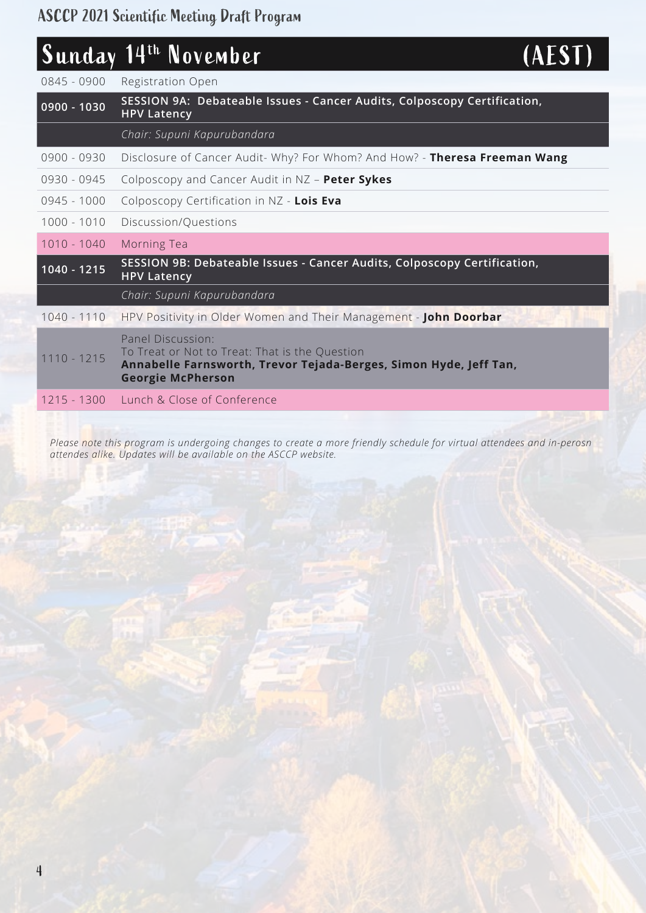## Sunday 14th November (AEST)

| | |
|---|---|
| 0845 - 0900 | Registration Open |
| **0900 - 1030** | **SESSION 9A: Debateable Issues - Cancer Audits, Colposcopy Certification, HPV Latency** |
| | *Chair: Supuni Kapurubandara* |
| 0900 - 0930 | Disclosure of Cancer Audit- Why? For Whom? And How? - **Theresa Freeman Wang** |
| 0930 - 0945 | Colposcopy and Cancer Audit in NZ – **Peter Sykes** |
| 0945 - 1000 | Colposcopy Certification in NZ - **Lois Eva** |
| 1000 - 1010 | Discussion/Questions |
| 1010 - 1040 | Morning Tea |
| **1040 - 1215** | **SESSION 9B: Debateable Issues - Cancer Audits, Colposcopy Certification, HPV Latency** |
| | *Chair: Supuni Kapurubandara* |
| 1040 - 1110 | HPV Positivity in Older Women and Their Management - **John Doorbar** |
| 1110 - 1215 | Panel Discussion: To Treat or Not to Treat: That is the Question **Annabelle Farnsworth, Trevor Tejada-Berges, Simon Hyde, Jeff Tan, Georgie McPherson** |
| 1215 - 1300 | Lunch & Close of Conference |

*Please note this program is undergoing changes to create a more friendly schedule for virtual attendees and in-perosn attendes alike. Updates will be available on the ASCCP website.*